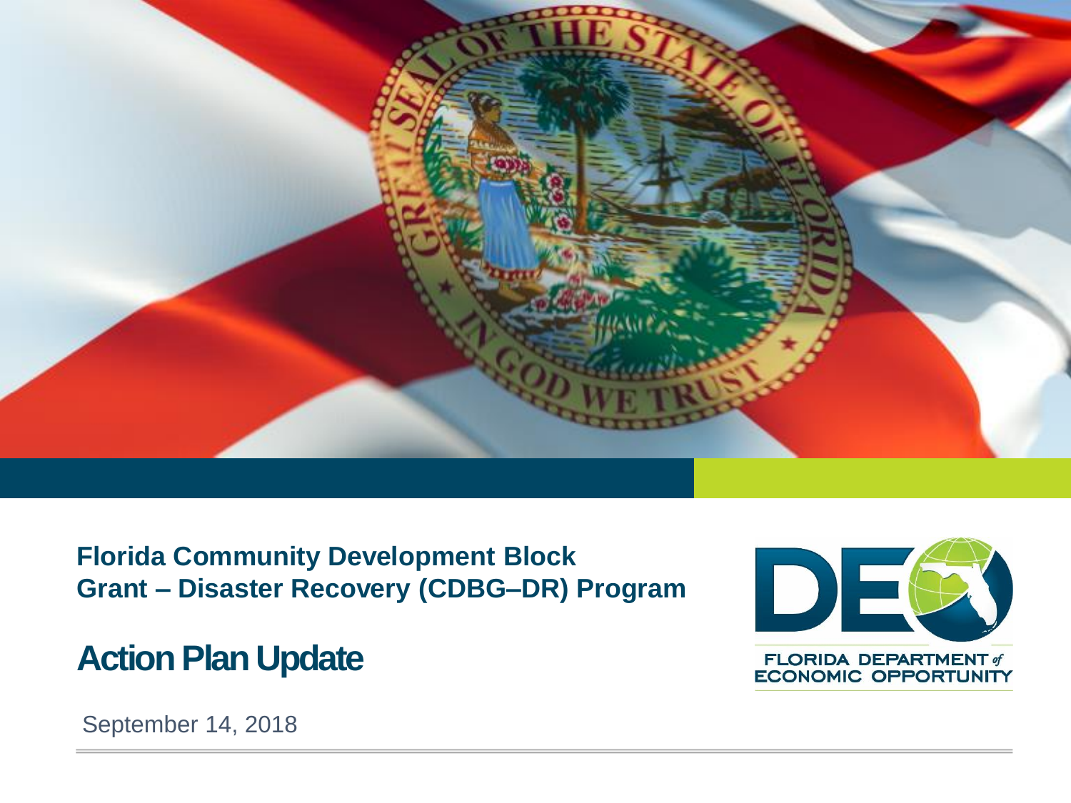# Florida Community Development Block Grant – Disaster Recovery (CDBG–DR) Program

## Action Plan Update

September 14, 2018

FLORIDA DEPARTMENT of ECONOMIC OPPORTUNITY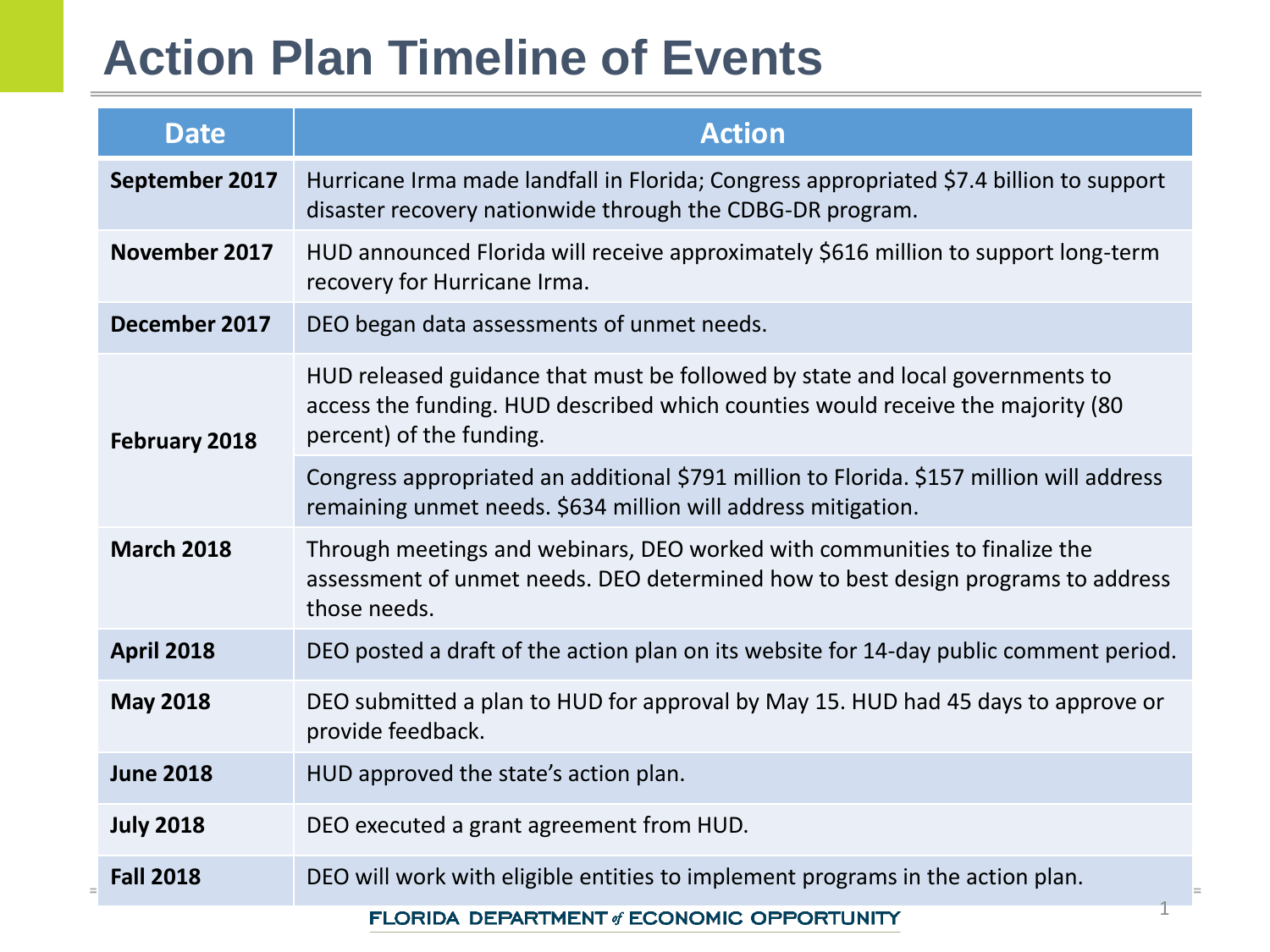# Action Plan Timeline of Events

| Date | Action |
| --- | --- |
| **September 2017** | Hurricane Irma made landfall in Florida; Congress appropriated $7.4 billion to support disaster recovery nationwide through the CDBG-DR program. |
| **November 2017** | HUD announced Florida will receive approximately $616 million to support long-term recovery for Hurricane Irma. |
| **December 2017** | DEO began data assessments of unmet needs. |
| **February 2018** | HUD released guidance that must be followed by state and local governments to access the funding. HUD described which counties would receive the majority (80 percent) of the funding. |
| | Congress appropriated an additional $791 million to Florida. $157 million will address remaining unmet needs. $634 million will address mitigation. |
| **March 2018** | Through meetings and webinars, DEO worked with communities to finalize the assessment of unmet needs. DEO determined how to best design programs to address those needs. |
| **April 2018** | DEO posted a draft of the action plan on its website for 14-day public comment period. |
| **May 2018** | DEO submitted a plan to HUD for approval by May 15. HUD had 45 days to approve or provide feedback. |
| **June 2018** | HUD approved the state's action plan. |
| **July 2018** | DEO executed a grant agreement from HUD. |
| **Fall 2018** | DEO will work with eligible entities to implement programs in the action plan. |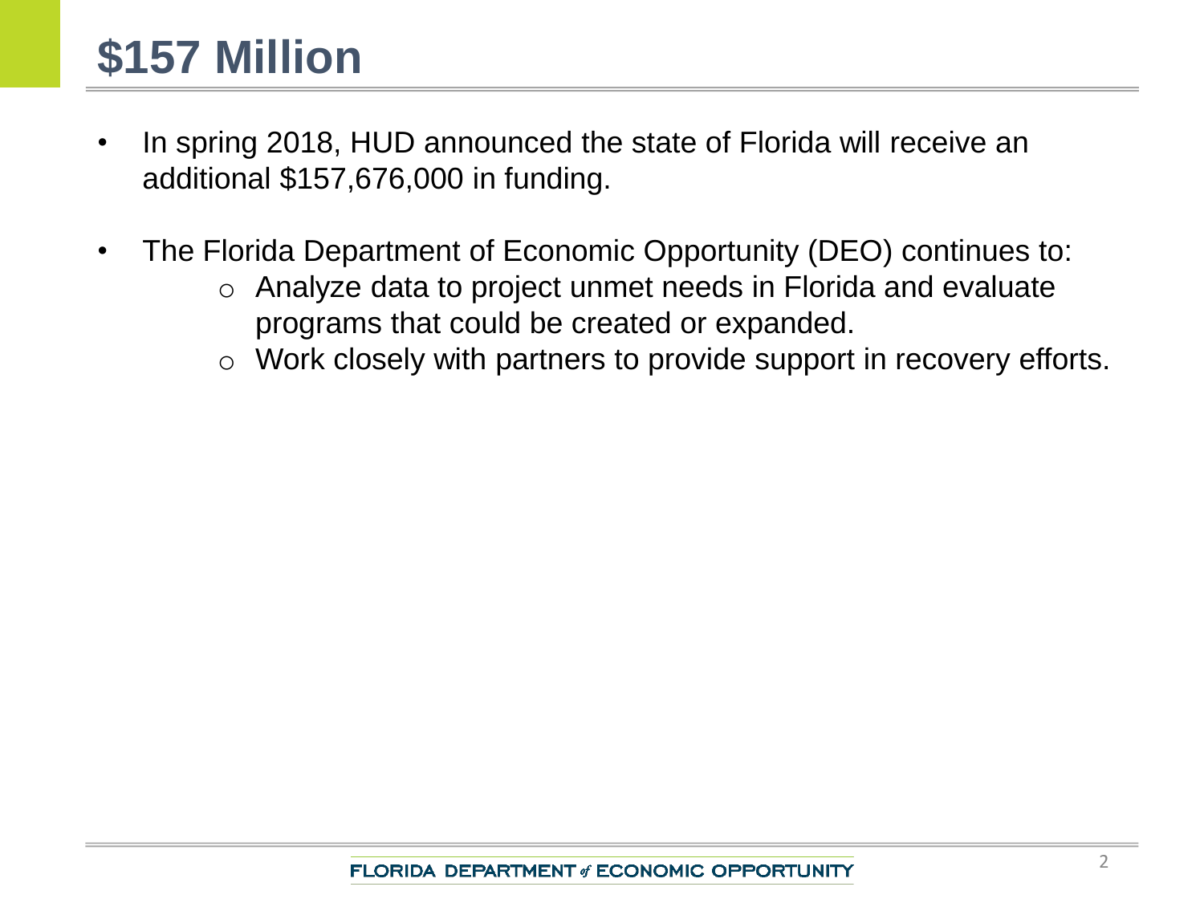# $157 Million

- In spring 2018, HUD announced the state of Florida will receive an additional $157,676,000 in funding.
- The Florida Department of Economic Opportunity (DEO) continues to:
  - Analyze data to project unmet needs in Florida and evaluate programs that could be created or expanded.
  - Work closely with partners to provide support in recovery efforts.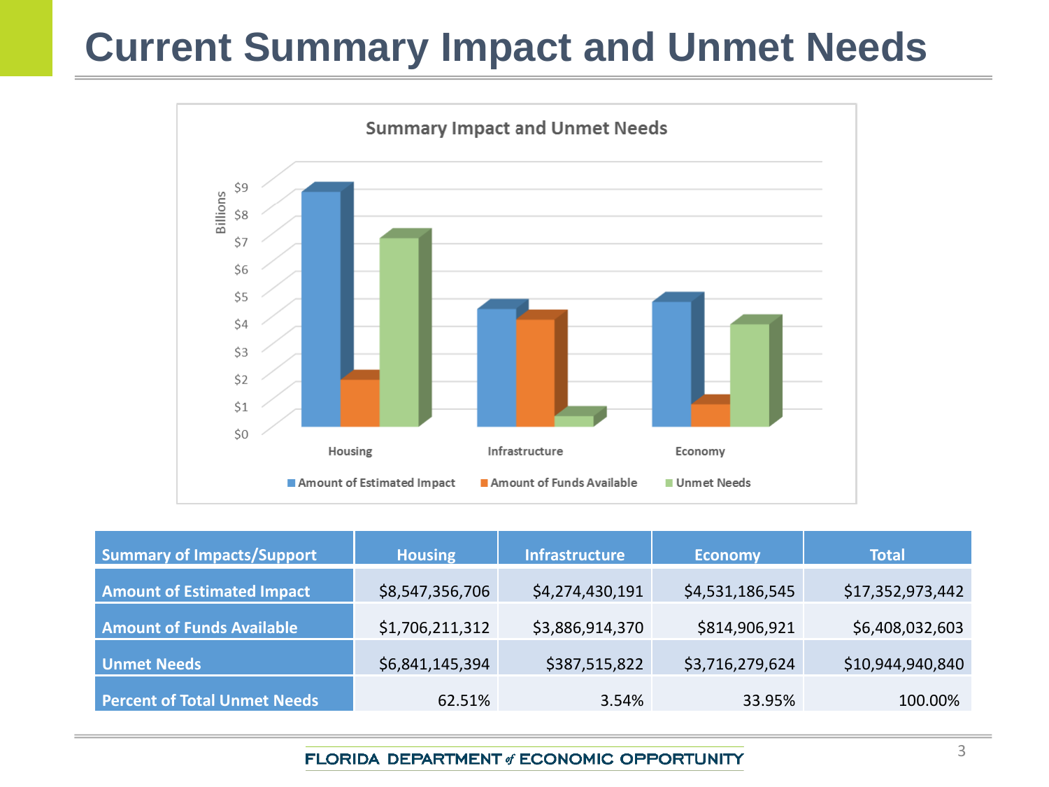# Current Summary Impact and Unmet Needs

| Summary of Impacts/Support | Housing | Infrastructure | Economy | Total |
| --- | --- | --- | --- | --- |
| Amount of Estimated Impact | $8,547,356,706 | $4,274,430,191 | $4,531,186,545 | $17,352,973,442 |
| Amount of Funds Available | $1,706,211,312 | $3,886,914,370 | $814,906,921 | $6,408,032,603 |
| Unmet Needs | $6,841,145,394 | $387,515,822 | $3,716,279,624 | $10,944,940,840 |
| Percent of Total Unmet Needs | 62.51% | 3.54% | 33.95% | 100.00% |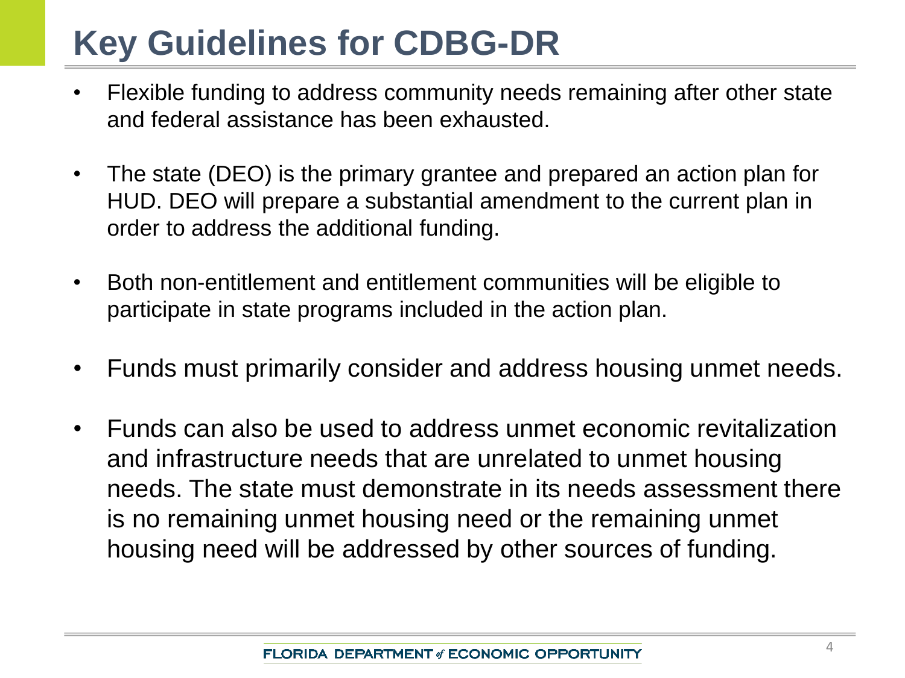# Key Guidelines for CDBG-DR

- Flexible funding to address community needs remaining after other state and federal assistance has been exhausted.
- The state (DEO) is the primary grantee and prepared an action plan for HUD. DEO will prepare a substantial amendment to the current plan in order to address the additional funding.
- Both non-entitlement and entitlement communities will be eligible to participate in state programs included in the action plan.
- Funds must primarily consider and address housing unmet needs.
- Funds can also be used to address unmet economic revitalization and infrastructure needs that are unrelated to unmet housing needs. The state must demonstrate in its needs assessment there is no remaining unmet housing need or the remaining unmet housing need will be addressed by other sources of funding.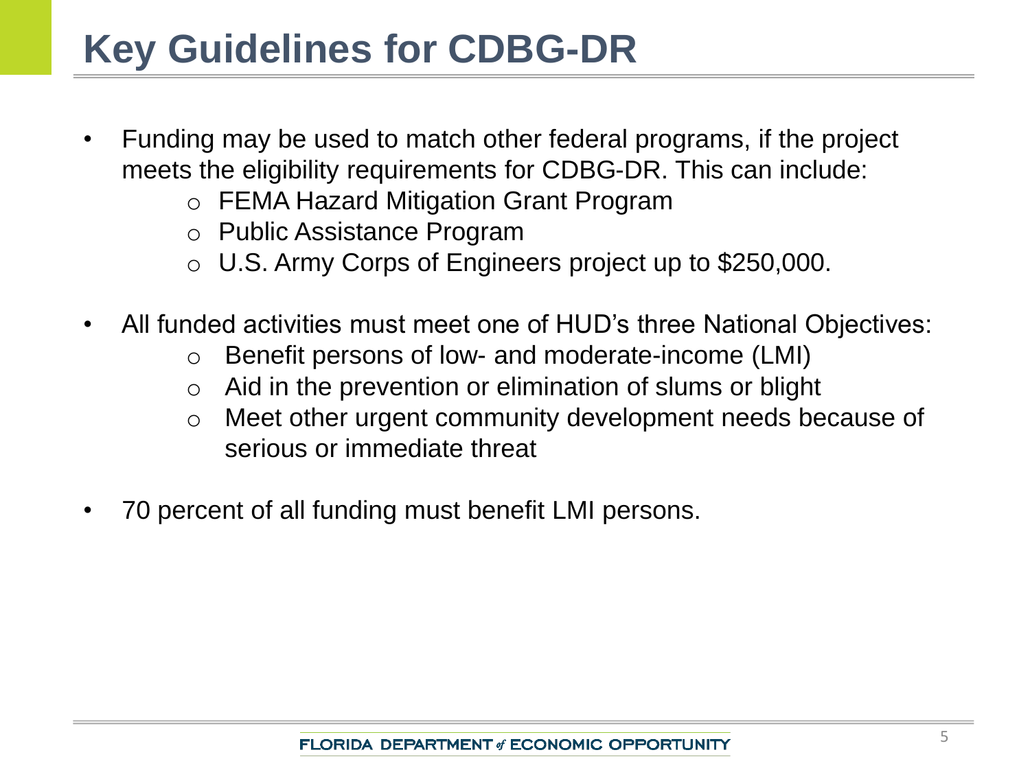# Key Guidelines for CDBG-DR

- Funding may be used to match other federal programs, if the project meets the eligibility requirements for CDBG-DR. This can include:
  - FEMA Hazard Mitigation Grant Program
  - Public Assistance Program
  - U.S. Army Corps of Engineers project up to $250,000.

- All funded activities must meet one of HUD's three National Objectives:
  - Benefit persons of low- and moderate-income (LMI)
  - Aid in the prevention or elimination of slums or blight
  - Meet other urgent community development needs because of serious or immediate threat

- 70 percent of all funding must benefit LMI persons.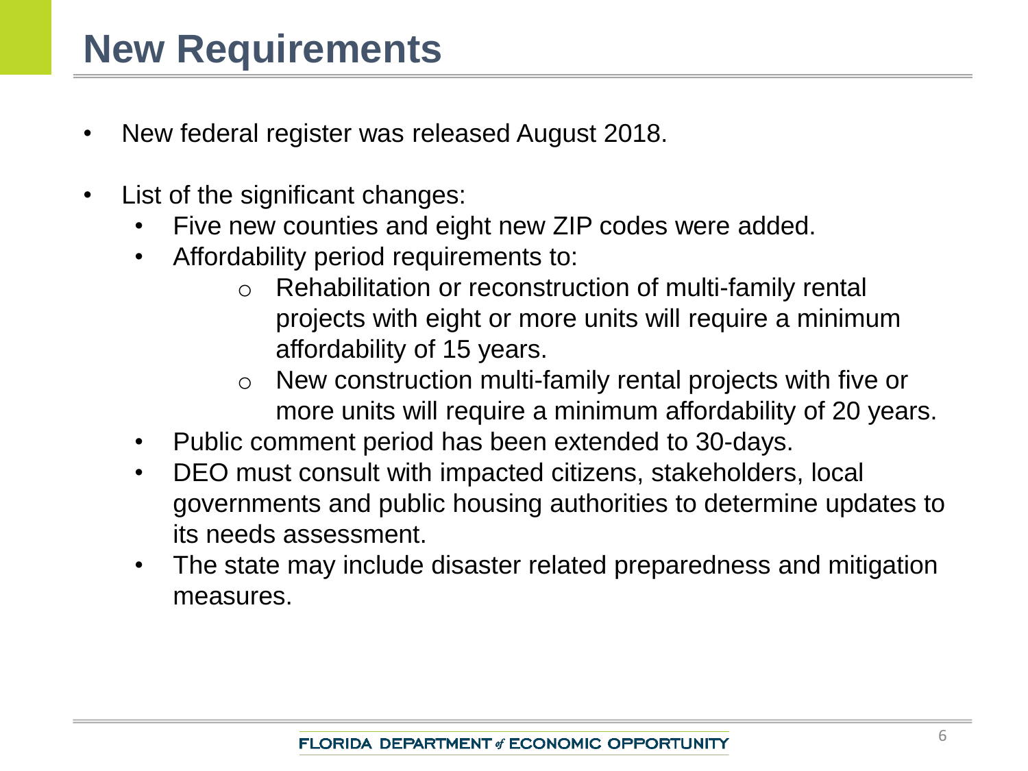# New Requirements

- New federal register was released August 2018.

- List of the significant changes:
  - Five new counties and eight new ZIP codes were added.
  - Affordability period requirements to:
    - Rehabilitation or reconstruction of multi-family rental projects with eight or more units will require a minimum affordability of 15 years.
    - New construction multi-family rental projects with five or more units will require a minimum affordability of 20 years.
  - Public comment period has been extended to 30-days.
  - DEO must consult with impacted citizens, stakeholders, local governments and public housing authorities to determine updates to its needs assessment.
  - The state may include disaster related preparedness and mitigation measures.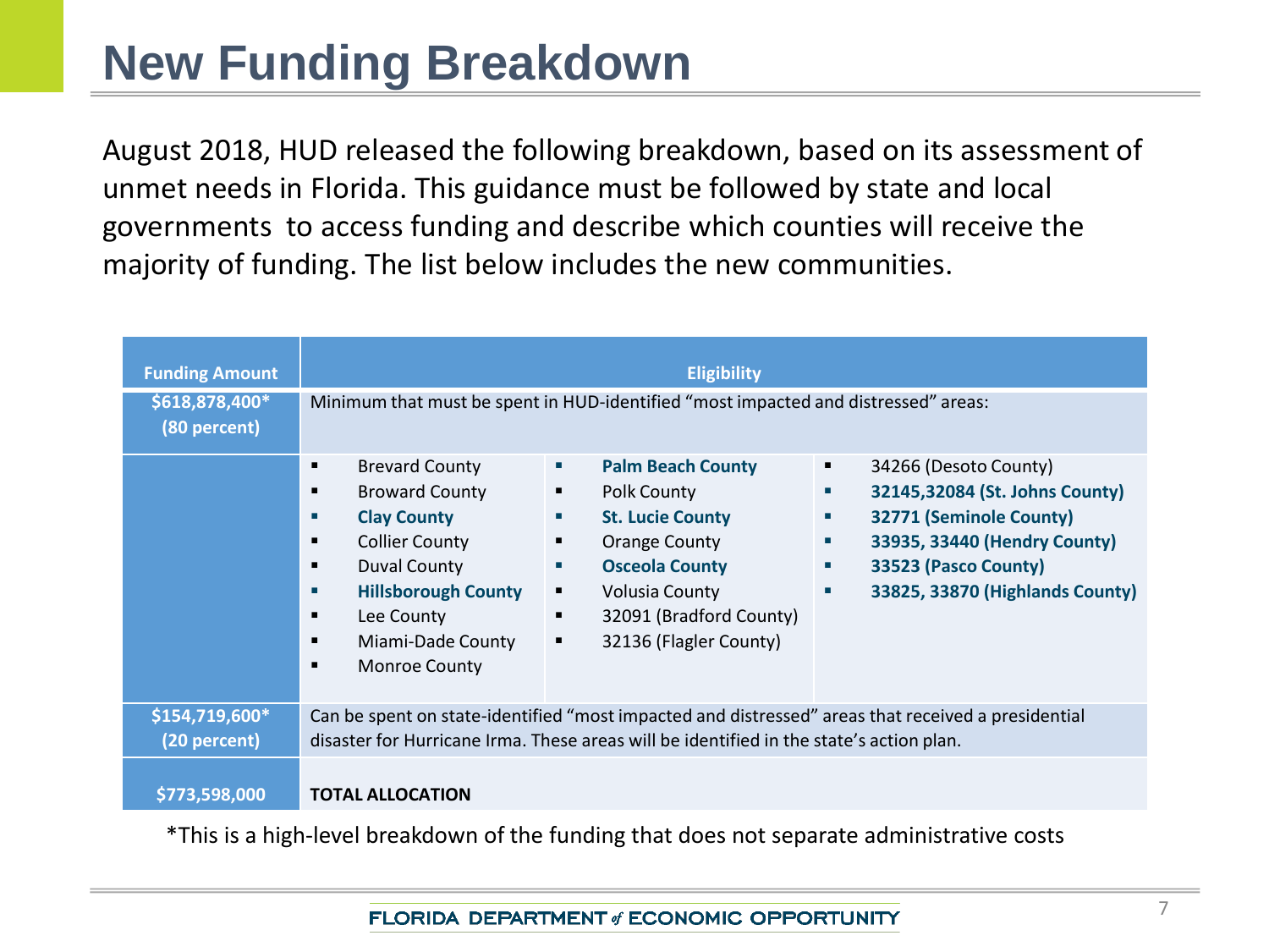# New Funding Breakdown

August 2018, HUD released the following breakdown, based on its assessment of unmet needs in Florida. This guidance must be followed by state and local governments to access funding and describe which counties will receive the majority of funding. The list below includes the new communities.

| Funding Amount | Eligibility | | |
|---|---|---|---|
| **$618,878,400* (80 percent)** | Minimum that must be spent in HUD-identified "most impacted and distressed" areas: | | |
| | ▪ Brevard County<br>▪ Broward County<br>▪ **Clay County**<br>▪ Collier County<br>▪ Duval County<br>▪ **Hillsborough County**<br>▪ Lee County<br>▪ Miami-Dade County<br>▪ Monroe County | ▪ **Palm Beach County**<br>▪ Polk County<br>▪ **St. Lucie County**<br>▪ Orange County<br>▪ **Osceola County**<br>▪ Volusia County<br>▪ 32091 (Bradford County)<br>▪ 32136 (Flagler County) | ▪ 34266 (Desoto County)<br>▪ **32145,32084 (St. Johns County)**<br>▪ **32771 (Seminole County)**<br>▪ **33935, 33440 (Hendry County)**<br>▪ **33523 (Pasco County)**<br>▪ **33825, 33870 (Highlands County)** |
| **$154,719,600* (20 percent)** | Can be spent on state-identified "most impacted and distressed" areas that received a presidential disaster for Hurricane Irma. These areas will be identified in the state's action plan. | | |
| **$773,598,000** | **TOTAL ALLOCATION** | | |

*This is a high-level breakdown of the funding that does not separate administrative costs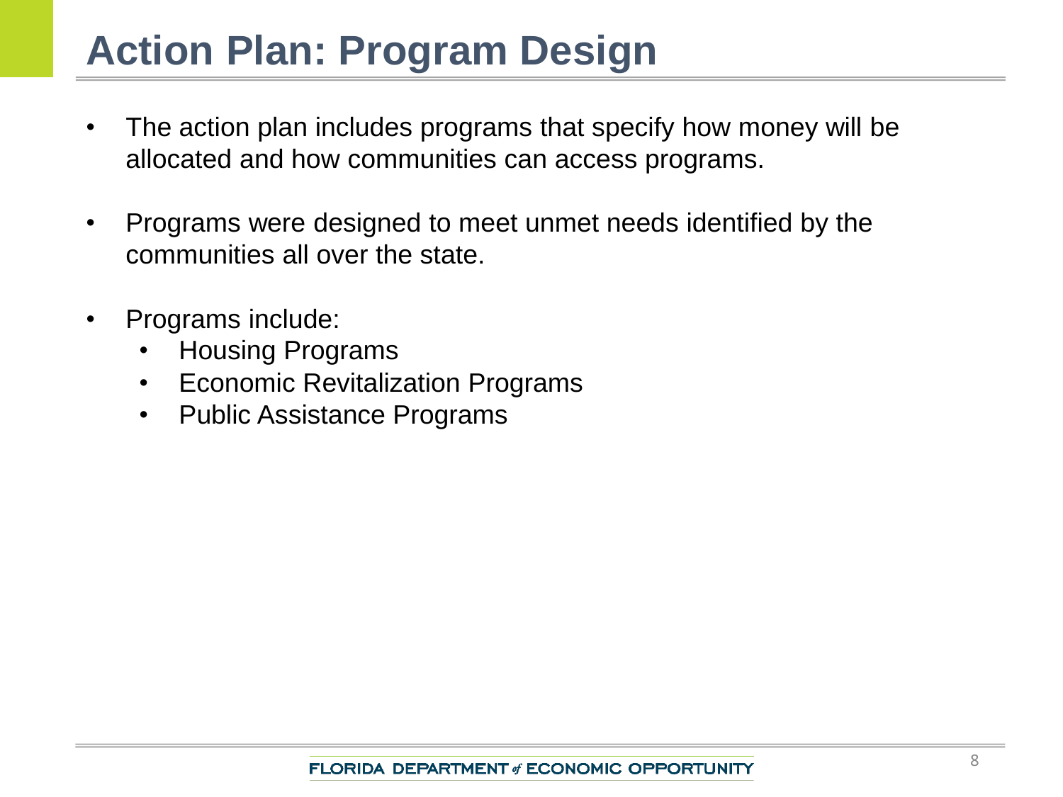# Action Plan: Program Design

- The action plan includes programs that specify how money will be allocated and how communities can access programs.
- Programs were designed to meet unmet needs identified by the communities all over the state.
- Programs include:
  - Housing Programs
  - Economic Revitalization Programs
  - Public Assistance Programs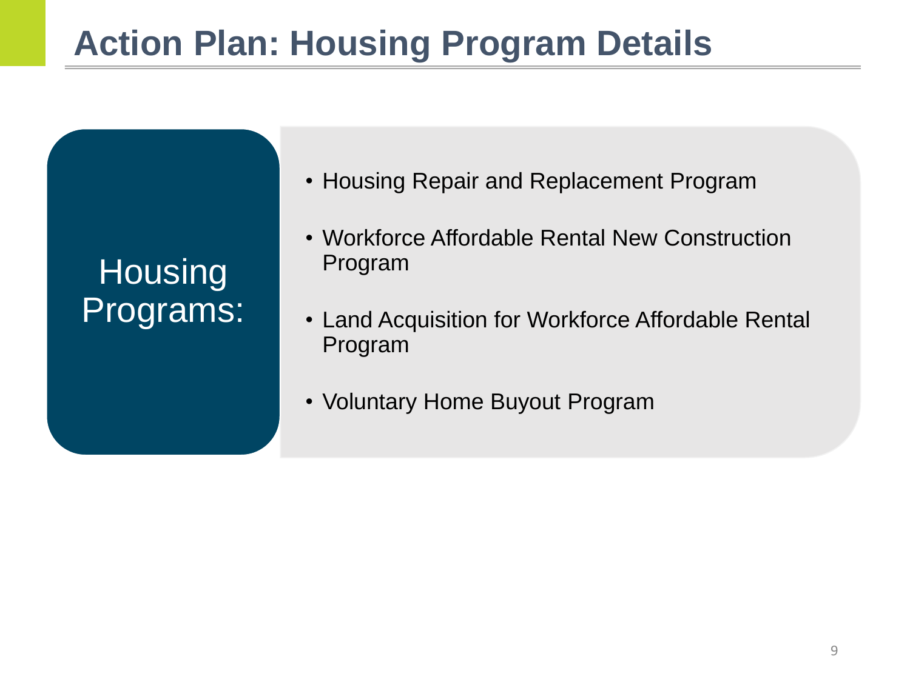# Action Plan: Housing Program Details

**Housing Programs:**

- Housing Repair and Replacement Program
- Workforce Affordable Rental New Construction Program
- Land Acquisition for Workforce Affordable Rental Program
- Voluntary Home Buyout Program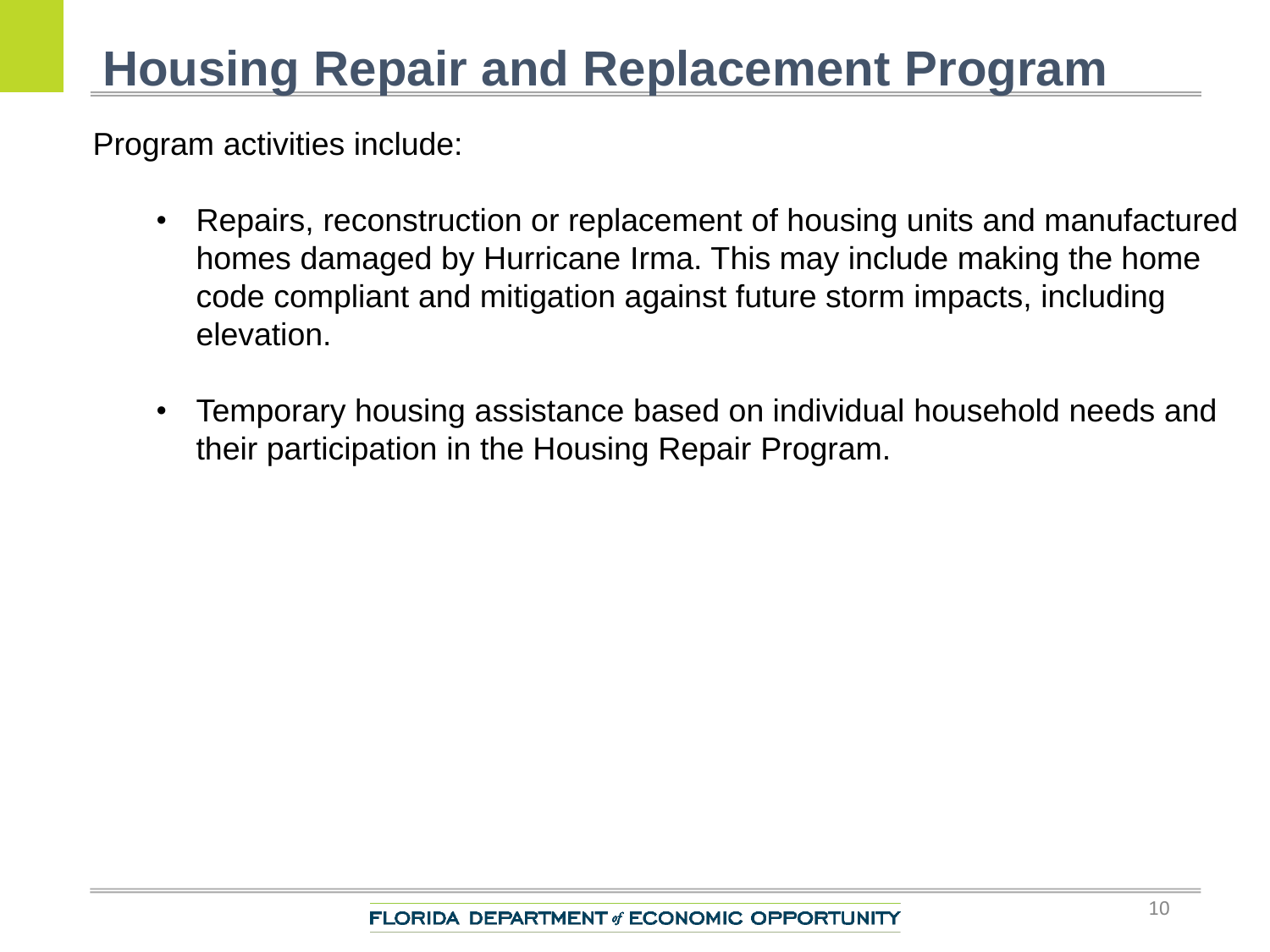# Housing Repair and Replacement Program

Program activities include:

- Repairs, reconstruction or replacement of housing units and manufactured homes damaged by Hurricane Irma. This may include making the home code compliant and mitigation against future storm impacts, including elevation.

- Temporary housing assistance based on individual household needs and their participation in the Housing Repair Program.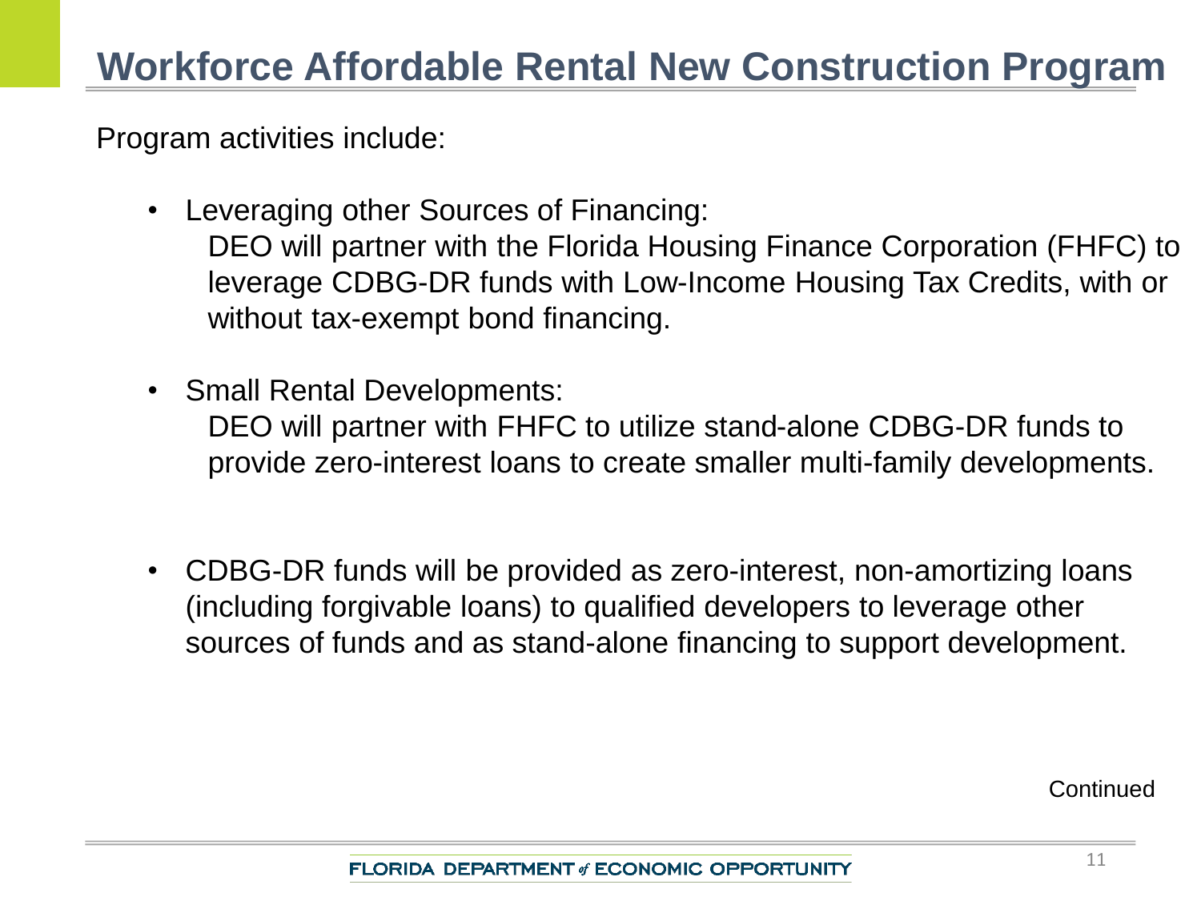# Workforce Affordable Rental New Construction Program

Program activities include:

- Leveraging other Sources of Financing:
  DEO will partner with the Florida Housing Finance Corporation (FHFC) to leverage CDBG-DR funds with Low-Income Housing Tax Credits, with or without tax-exempt bond financing.

- Small Rental Developments:
  DEO will partner with FHFC to utilize stand-alone CDBG-DR funds to provide zero-interest loans to create smaller multi-family developments.

- CDBG-DR funds will be provided as zero-interest, non-amortizing loans (including forgivable loans) to qualified developers to leverage other sources of funds and as stand-alone financing to support development.

Continued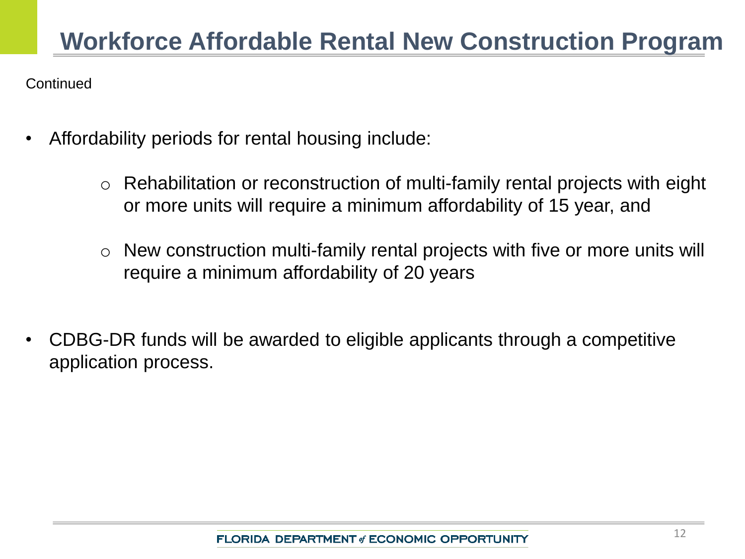# Workforce Affordable Rental New Construction Program

Continued

- Affordability periods for rental housing include:
  - Rehabilitation or reconstruction of multi-family rental projects with eight or more units will require a minimum affordability of 15 year, and
  - New construction multi-family rental projects with five or more units will require a minimum affordability of 20 years
- CDBG-DR funds will be awarded to eligible applicants through a competitive application process.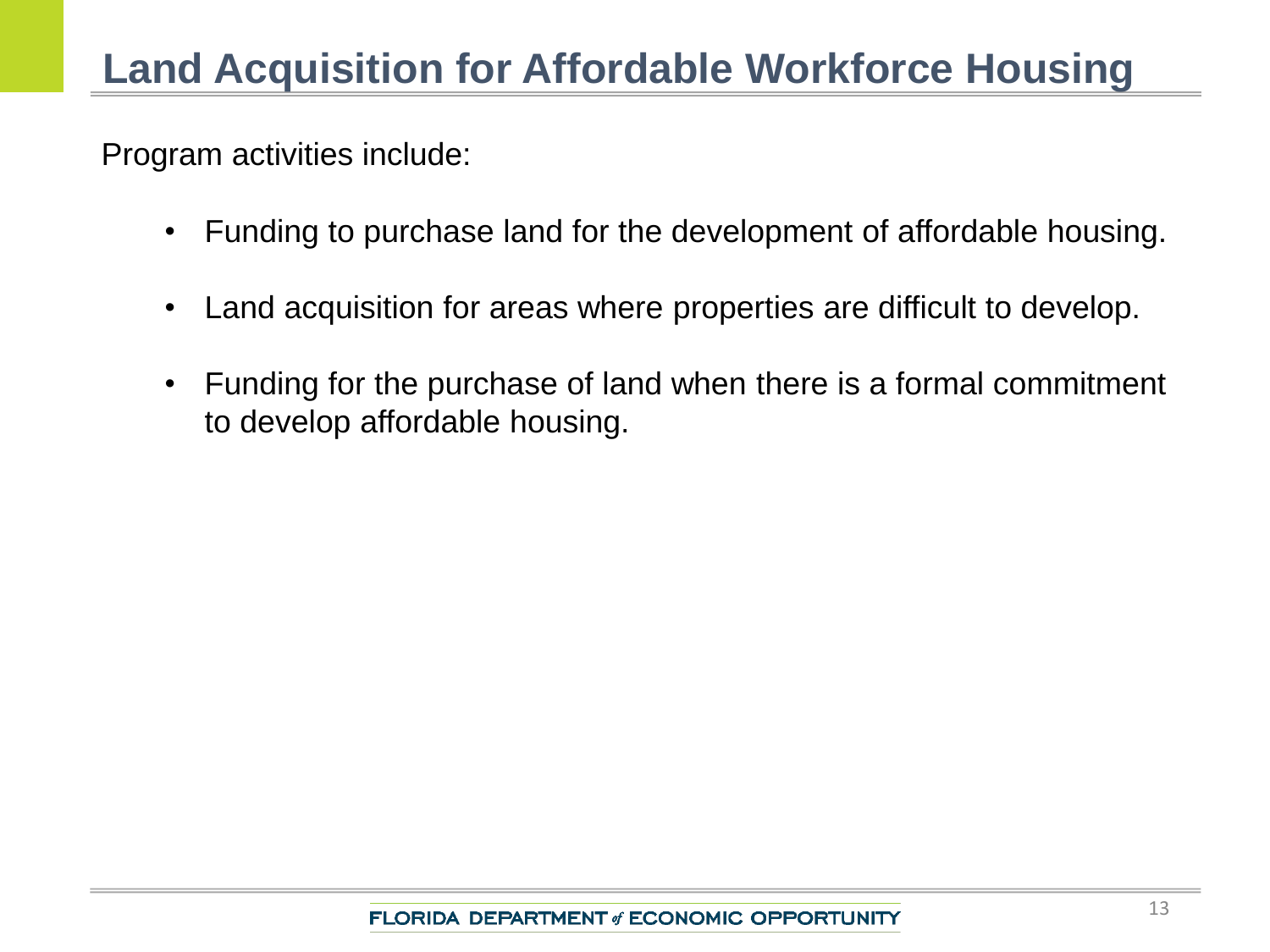# Land Acquisition for Affordable Workforce Housing

Program activities include:

- Funding to purchase land for the development of affordable housing.
- Land acquisition for areas where properties are difficult to develop.
- Funding for the purchase of land when there is a formal commitment to develop affordable housing.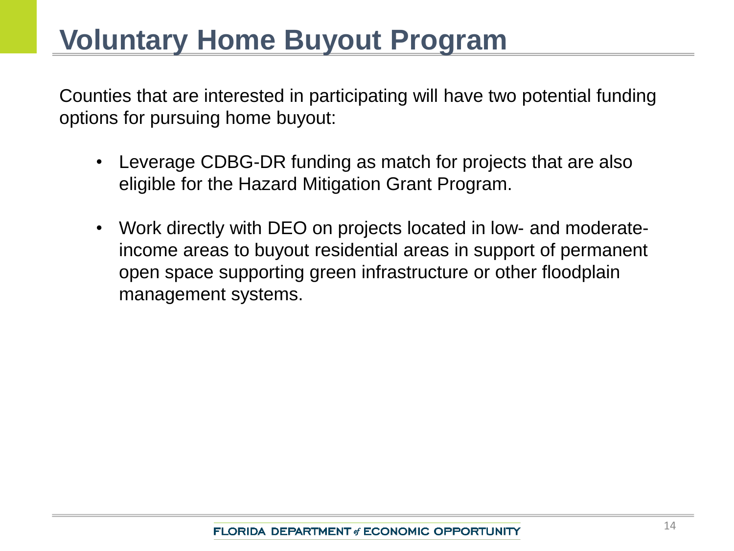# Voluntary Home Buyout Program

Counties that are interested in participating will have two potential funding options for pursuing home buyout:

- Leverage CDBG-DR funding as match for projects that are also eligible for the Hazard Mitigation Grant Program.

- Work directly with DEO on projects located in low- and moderate-income areas to buyout residential areas in support of permanent open space supporting green infrastructure or other floodplain management systems.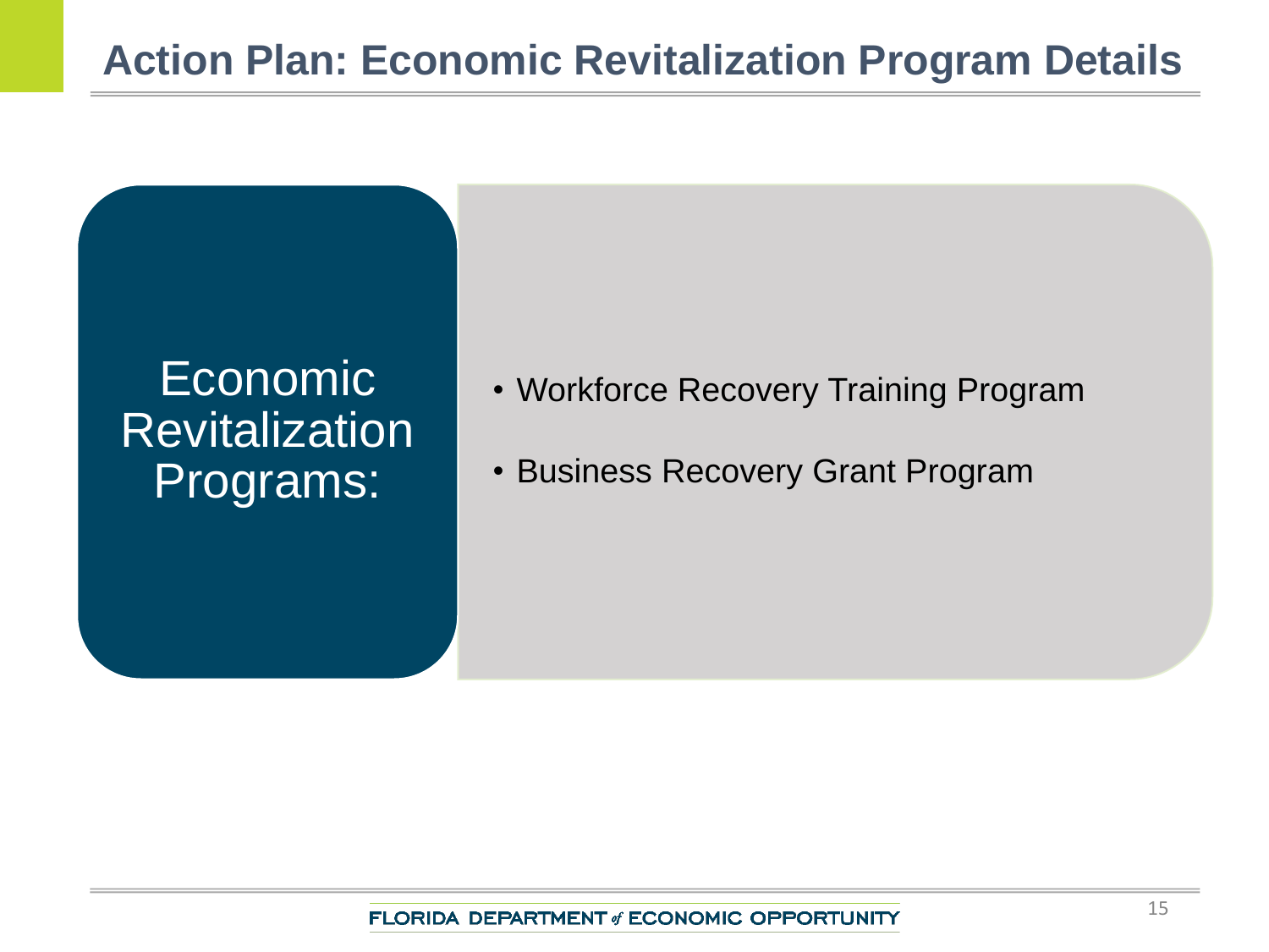# Action Plan: Economic Revitalization Program Details

**Economic Revitalization Programs:**

- Workforce Recovery Training Program
- Business Recovery Grant Program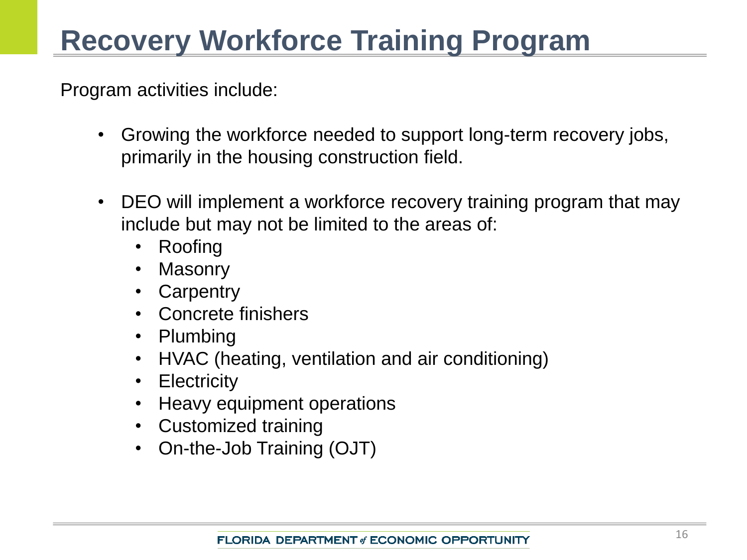# Recovery Workforce Training Program

Program activities include:

- Growing the workforce needed to support long-term recovery jobs, primarily in the housing construction field.

- DEO will implement a workforce recovery training program that may include but may not be limited to the areas of:
  - Roofing
  - Masonry
  - Carpentry
  - Concrete finishers
  - Plumbing
  - HVAC (heating, ventilation and air conditioning)
  - Electricity
  - Heavy equipment operations
  - Customized training
  - On-the-Job Training (OJT)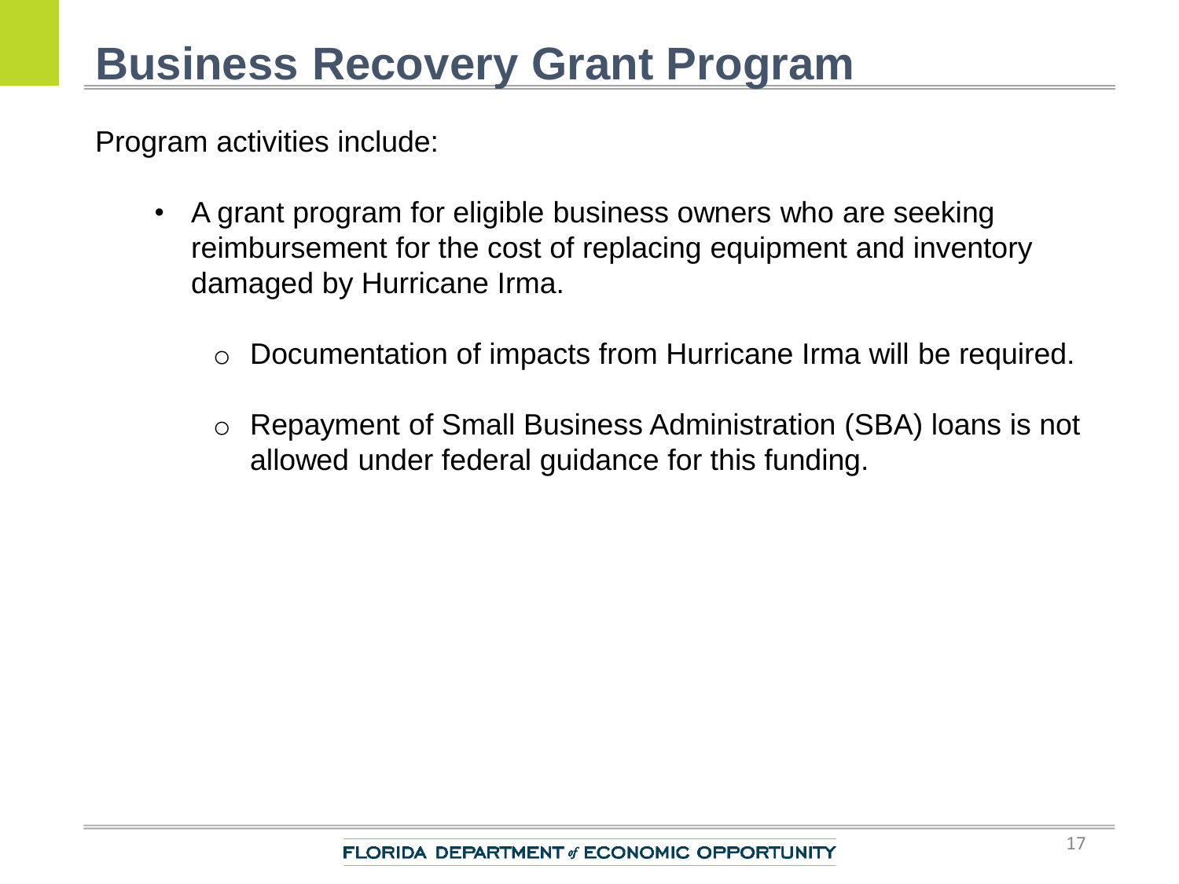# Business Recovery Grant Program

Program activities include:

- A grant program for eligible business owners who are seeking reimbursement for the cost of replacing equipment and inventory damaged by Hurricane Irma.
  - Documentation of impacts from Hurricane Irma will be required.
  - Repayment of Small Business Administration (SBA) loans is not allowed under federal guidance for this funding.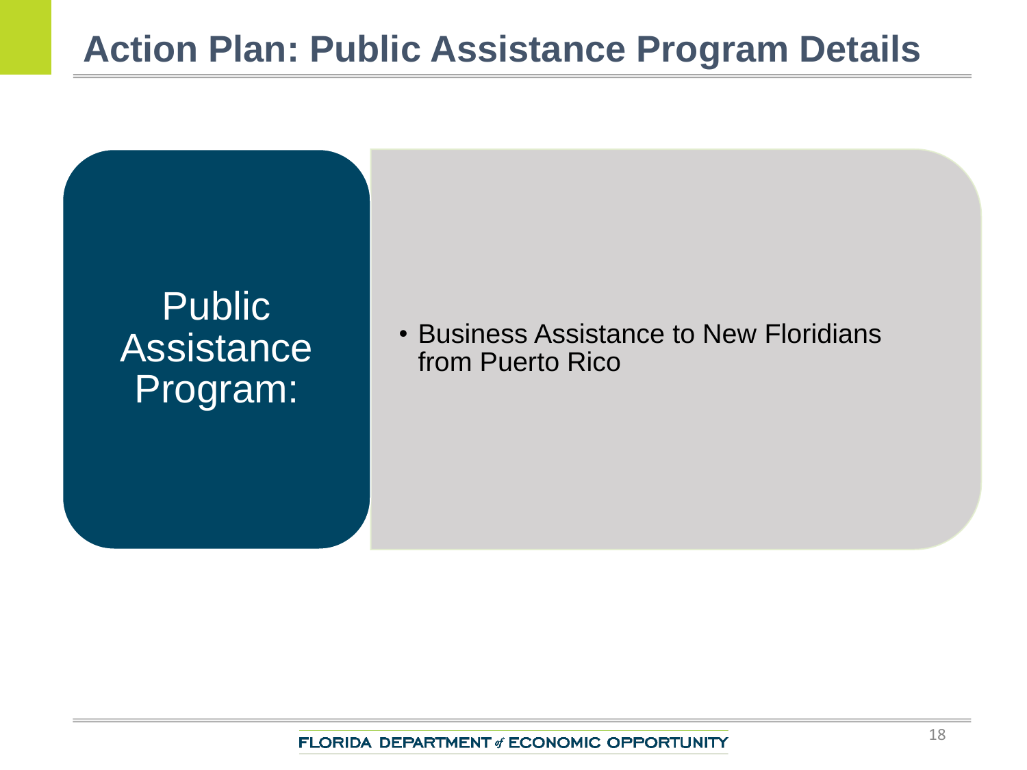# Action Plan: Public Assistance Program Details

**Public Assistance Program:**

- Business Assistance to New Floridians from Puerto Rico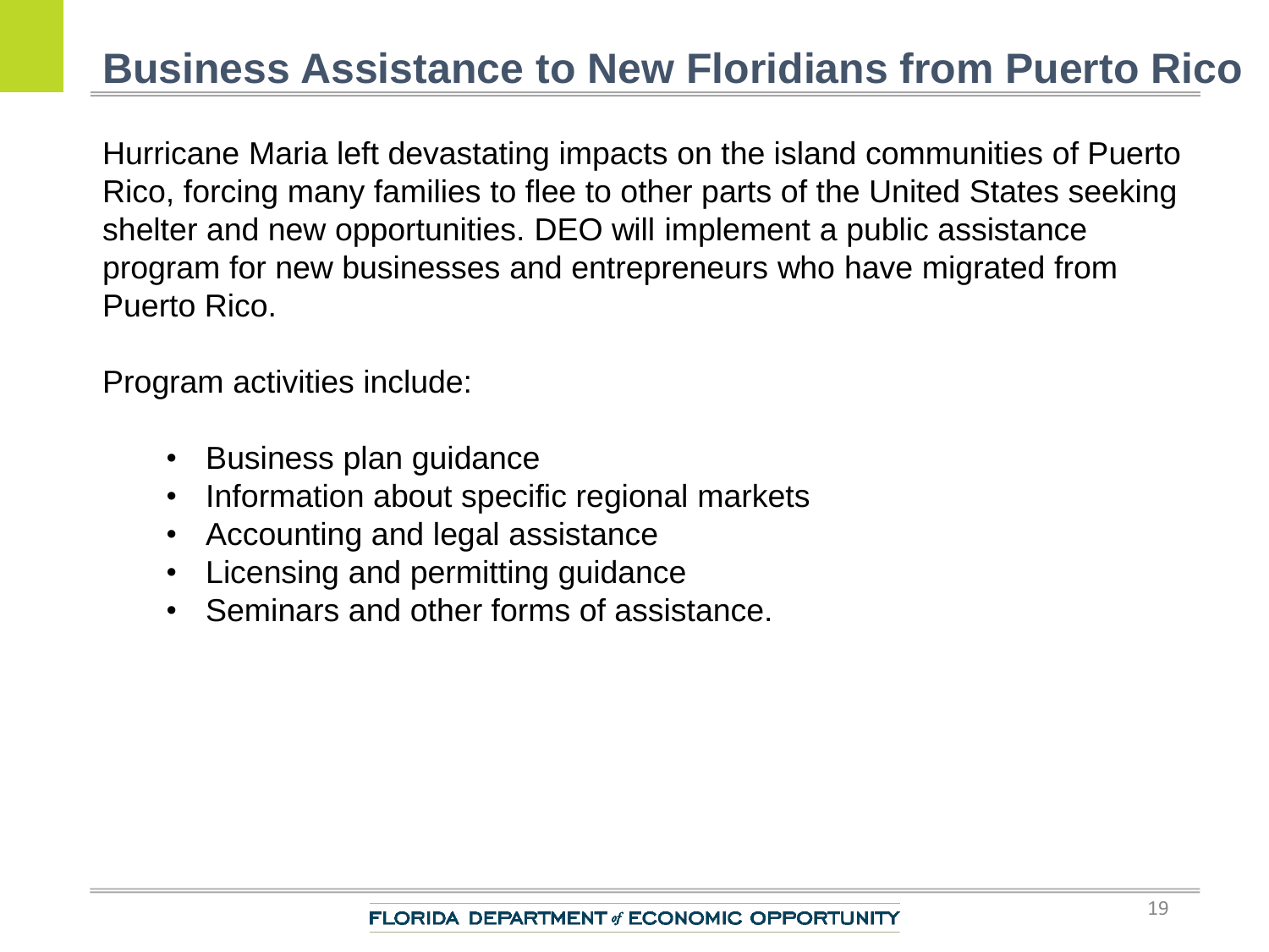# Business Assistance to New Floridians from Puerto Rico

Hurricane Maria left devastating impacts on the island communities of Puerto Rico, forcing many families to flee to other parts of the United States seeking shelter and new opportunities. DEO will implement a public assistance program for new businesses and entrepreneurs who have migrated from Puerto Rico.

Program activities include:

- Business plan guidance
- Information about specific regional markets
- Accounting and legal assistance
- Licensing and permitting guidance
- Seminars and other forms of assistance.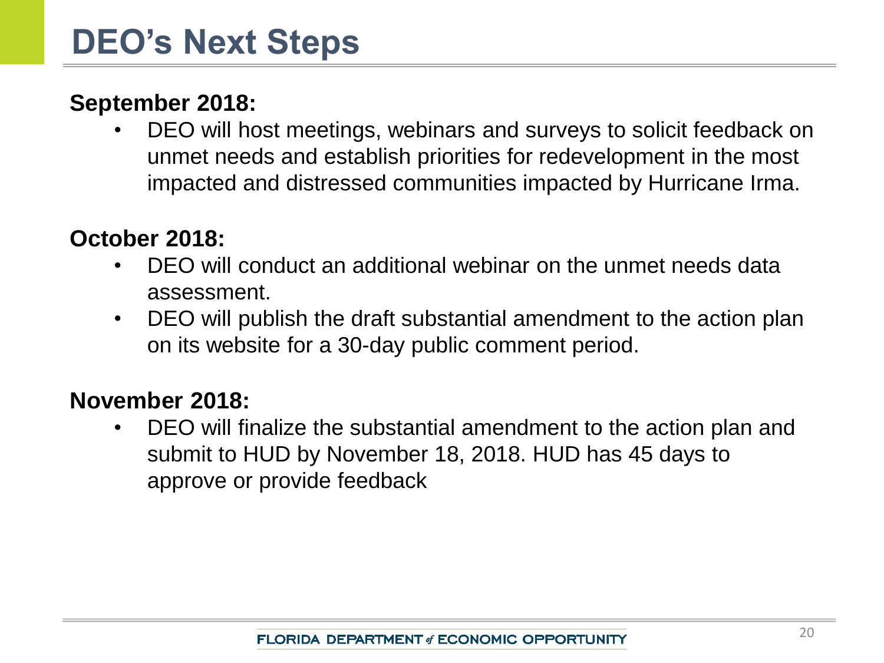# DEO's Next Steps

**September 2018:**

- DEO will host meetings, webinars and surveys to solicit feedback on unmet needs and establish priorities for redevelopment in the most impacted and distressed communities impacted by Hurricane Irma.

**October 2018:**

- DEO will conduct an additional webinar on the unmet needs data assessment.
- DEO will publish the draft substantial amendment to the action plan on its website for a 30-day public comment period.

**November 2018:**

- DEO will finalize the substantial amendment to the action plan and submit to HUD by November 18, 2018. HUD has 45 days to approve or provide feedback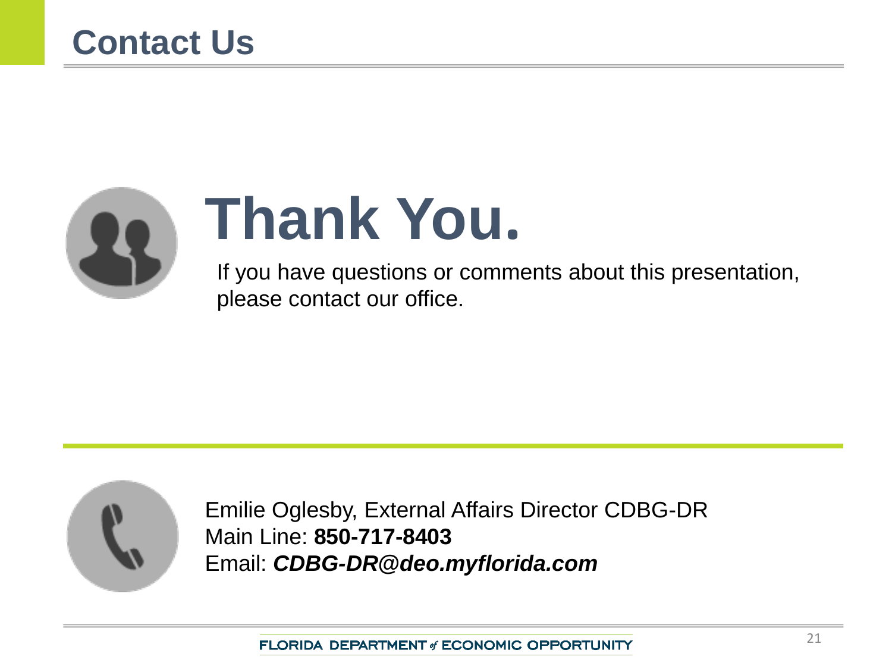# Contact Us

## Thank You.

If you have questions or comments about this presentation, please contact our office.

Emilie Oglesby, External Affairs Director CDBG-DR
Main Line: **850-717-8403**
Email: ***CDBG-DR@deo.myflorida.com***